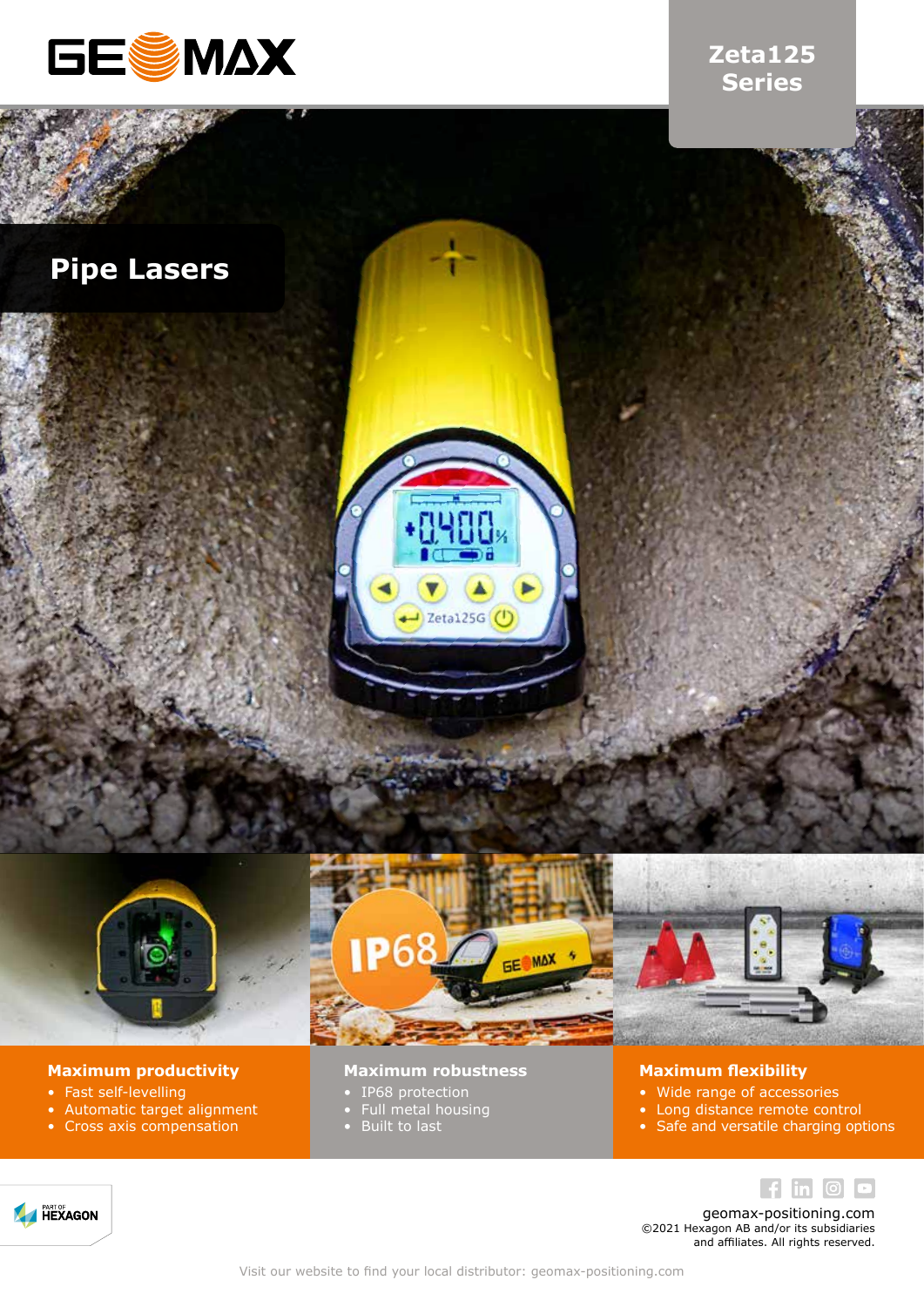# Zeta125 Series

## Pipe Lasers

### Maximum productivity

- Fast self-levelling
- Automatic target alignment
- Cross axis compensation

### Maximum robustness

- IP68 protection
- Full metal housing
- Built to last

### Maximum flexibility

- Wide range of accessories
- Long distance remote control
- Safe and versatile charging options

geomax-positioning.com
©2021 Hexagon AB and/or its subsidiaries and affiliates. All rights reserved.

Visit our website to find your local distributor: geomax-positioning.com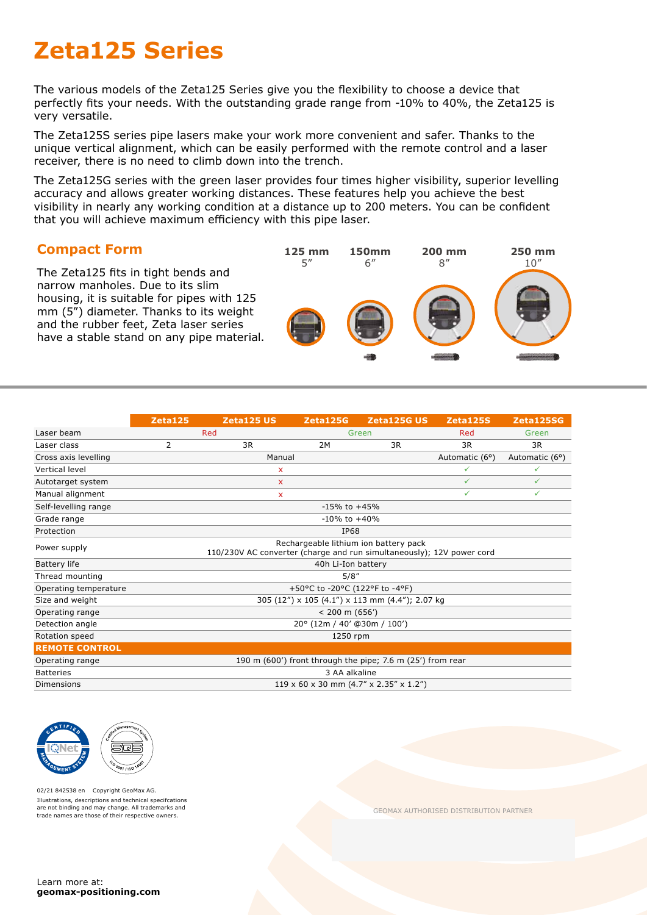# Zeta125 Series

The various models of the Zeta125 Series give you the flexibility to choose a device that perfectly fits your needs. With the outstanding grade range from -10% to 40%, the Zeta125 is very versatile.

The Zeta125S series pipe lasers make your work more convenient and safer. Thanks to the unique vertical alignment, which can be easily performed with the remote control and a laser receiver, there is no need to climb down into the trench.

The Zeta125G series with the green laser provides four times higher visibility, superior levelling accuracy and allows greater working distances. These features help you achieve the best visibility in nearly any working condition at a distance up to 200 meters. You can be confident that you will achieve maximum efficiency with this pipe laser.

## Compact Form

The Zeta125 fits in tight bends and narrow manholes. Due to its slim housing, it is suitable for pipes with 125 mm (5″) diameter. Thanks to its weight and the rubber feet, Zeta laser series have a stable stand on any pipe material.

125 mm 5″ | 150mm 6″ | 200 mm 8″ | 250 mm 10″

| | Zeta125 | Zeta125 US | Zeta125G | Zeta125G US | Zeta125S | Zeta125SG |
|---|---|---|---|---|---|---|
| Laser beam | Red | | Green | | Red | Green |
| Laser class | 2 | 3R | 2M | 3R | 3R | 3R |
| Cross axis levelling | Manual | | | | Automatic (6°) | Automatic (6°) |
| Vertical level | x | | | | ✓ | ✓ |
| Autotarget system | x | | | | ✓ | ✓ |
| Manual alignment | x | | | | ✓ | ✓ |
| Self-levelling range | -15% to +45% | | | | | |
| Grade range | -10% to +40% | | | | | |
| Protection | IP68 | | | | | |
| Power supply | Rechargeable lithium ion battery pack<br>110/230V AC converter (charge and run simultaneously); 12V power cord | | | | | |
| Battery life | 40h Li-Ion battery | | | | | |
| Thread mounting | 5/8″ | | | | | |
| Operating temperature | +50°C to -20°C (122°F to -4°F) | | | | | |
| Size and weight | 305 (12”) x 105 (4.1”) x 113 mm (4.4”); 2.07 kg | | | | | |
| Operating range | < 200 m (656’) | | | | | |
| Detection angle | 20° (12m / 40’ @30m / 100’) | | | | | |
| Rotation speed | 1250 rpm | | | | | |
| **REMOTE CONTROL** | | | | | | |
| Operating range | 190 m (600’) front through the pipe; 7.6 m (25’) from rear | | | | | |
| Batteries | 3 AA alkaline | | | | | |
| Dimensions | 119 x 60 x 30 mm (4.7” x 2.35” x 1.2”) | | | | | |

02/21 842538 en Copyright GeoMax AG.
Illustrations, descriptions and technical specifcations are not binding and may change. All trademarks and trade names are those of their respective owners.

GEOMAX AUTHORISED DISTRIBUTION PARTNER

Learn more at:
**geomax-positioning.com**